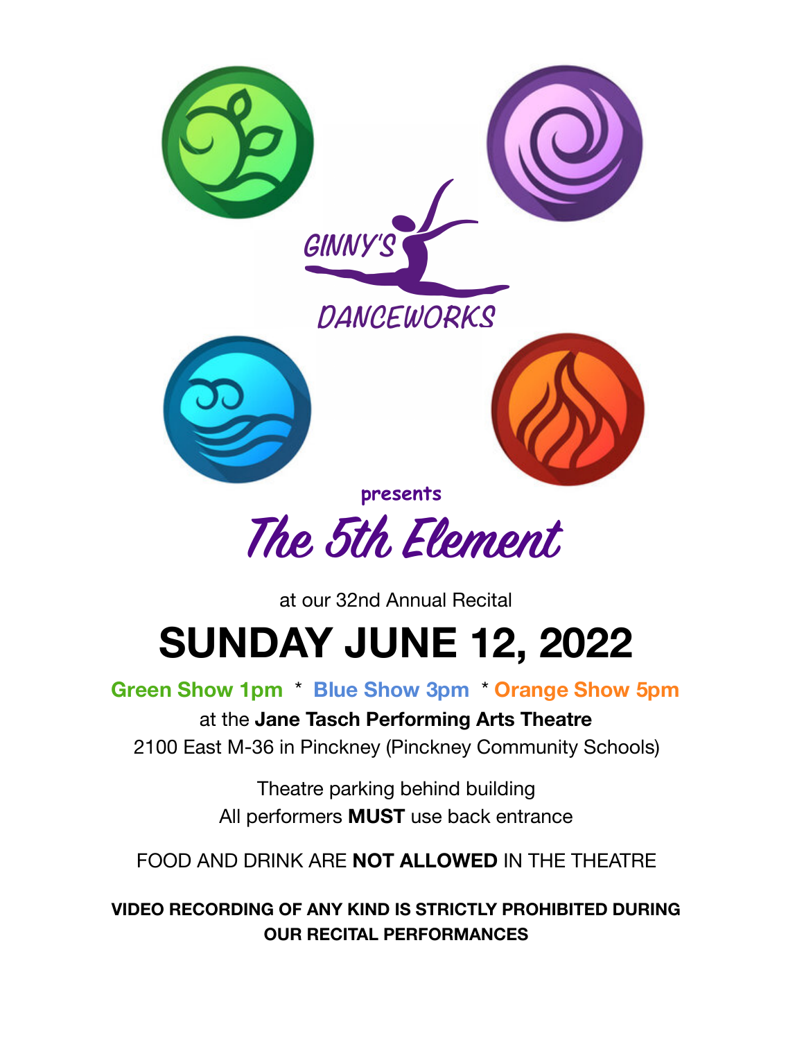GINNY'S DANCEWORKS

presents

# The 5th Element

at our 32nd Annual Recital

# SUNDAY JUNE 12, 2022

**Green Show 1pm** * **Blue Show 3pm** * **Orange Show 5pm**

at the **Jane Tasch Performing Arts Theatre**
2100 East M-36 in Pinckney (Pinckney Community Schools)

Theatre parking behind building
All performers **MUST** use back entrance

FOOD AND DRINK ARE **NOT ALLOWED** IN THE THEATRE

**VIDEO RECORDING OF ANY KIND IS STRICTLY PROHIBITED DURING OUR RECITAL PERFORMANCES**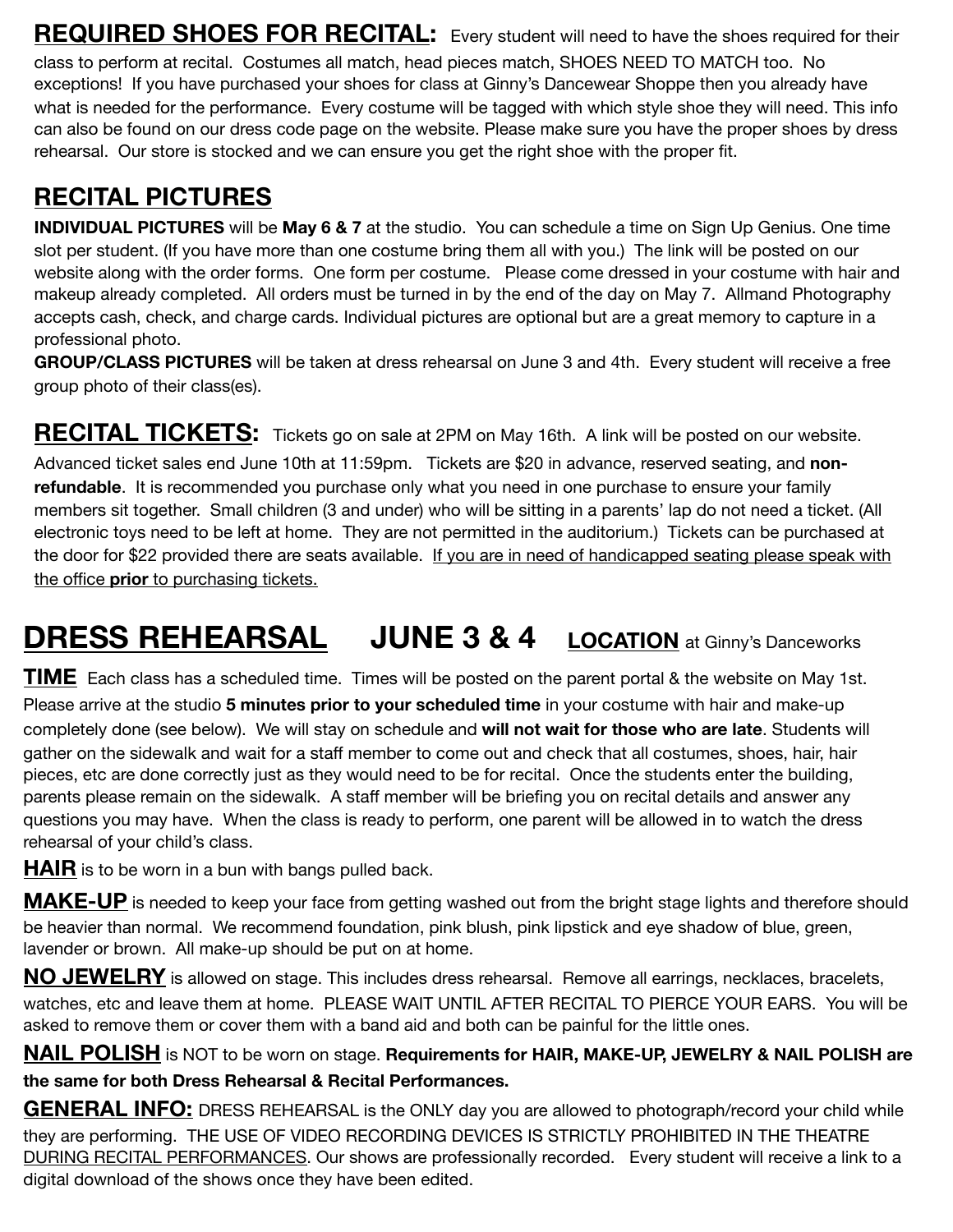## **REQUIRED SHOES FOR RECITAL:**

Every student will need to have the shoes required for their class to perform at recital. Costumes all match, head pieces match, SHOES NEED TO MATCH too. No exceptions! If you have purchased your shoes for class at Ginny's Dancewear Shoppe then you already have what is needed for the performance. Every costume will be tagged with which style shoe they will need. This info can also be found on our dress code page on the website. Please make sure you have the proper shoes by dress rehearsal. Our store is stocked and we can ensure you get the right shoe with the proper fit.

## RECITAL PICTURES

**INDIVIDUAL PICTURES** will be **May 6 & 7** at the studio. You can schedule a time on Sign Up Genius. One time slot per student. (If you have more than one costume bring them all with you.) The link will be posted on our website along with the order forms. One form per costume. Please come dressed in your costume with hair and makeup already completed. All orders must be turned in by the end of the day on May 7. Allmand Photography accepts cash, check, and charge cards. Individual pictures are optional but are a great memory to capture in a professional photo.

**GROUP/CLASS PICTURES** will be taken at dress rehearsal on June 3 and 4th. Every student will receive a free group photo of their class(es).

## **RECITAL TICKETS:**

Tickets go on sale at 2PM on May 16th. A link will be posted on our website. Advanced ticket sales end June 10th at 11:59pm. Tickets are $20 in advance, reserved seating, and **non-refundable**. It is recommended you purchase only what you need in one purchase to ensure your family members sit together. Small children (3 and under) who will be sitting in a parents' lap do not need a ticket. (All electronic toys need to be left at home. They are not permitted in the auditorium.) Tickets can be purchased at the door for $22 provided there are seats available. If you are in need of handicapped seating please speak with the office **prior** to purchasing tickets.

# **DRESS REHEARSAL** JUNE 3 & 4 **LOCATION** at Ginny's Danceworks

**TIME** Each class has a scheduled time. Times will be posted on the parent portal & the website on May 1st. Please arrive at the studio **5 minutes prior to your scheduled time** in your costume with hair and make-up completely done (see below). We will stay on schedule and **will not wait for those who are late**. Students will gather on the sidewalk and wait for a staff member to come out and check that all costumes, shoes, hair, hair pieces, etc are done correctly just as they would need to be for recital. Once the students enter the building, parents please remain on the sidewalk. A staff member will be briefing you on recital details and answer any questions you may have. When the class is ready to perform, one parent will be allowed in to watch the dress rehearsal of your child's class.

**HAIR** is to be worn in a bun with bangs pulled back.

**MAKE-UP** is needed to keep your face from getting washed out from the bright stage lights and therefore should be heavier than normal. We recommend foundation, pink blush, pink lipstick and eye shadow of blue, green, lavender or brown. All make-up should be put on at home.

**NO JEWELRY** is allowed on stage. This includes dress rehearsal. Remove all earrings, necklaces, bracelets, watches, etc and leave them at home. PLEASE WAIT UNTIL AFTER RECITAL TO PIERCE YOUR EARS. You will be asked to remove them or cover them with a band aid and both can be painful for the little ones.

**NAIL POLISH** is NOT to be worn on stage. **Requirements for HAIR, MAKE-UP, JEWELRY & NAIL POLISH are the same for both Dress Rehearsal & Recital Performances.**

**GENERAL INFO:** DRESS REHEARSAL is the ONLY day you are allowed to photograph/record your child while they are performing. THE USE OF VIDEO RECORDING DEVICES IS STRICTLY PROHIBITED IN THE THEATRE DURING RECITAL PERFORMANCES. Our shows are professionally recorded. Every student will receive a link to a digital download of the shows once they have been edited.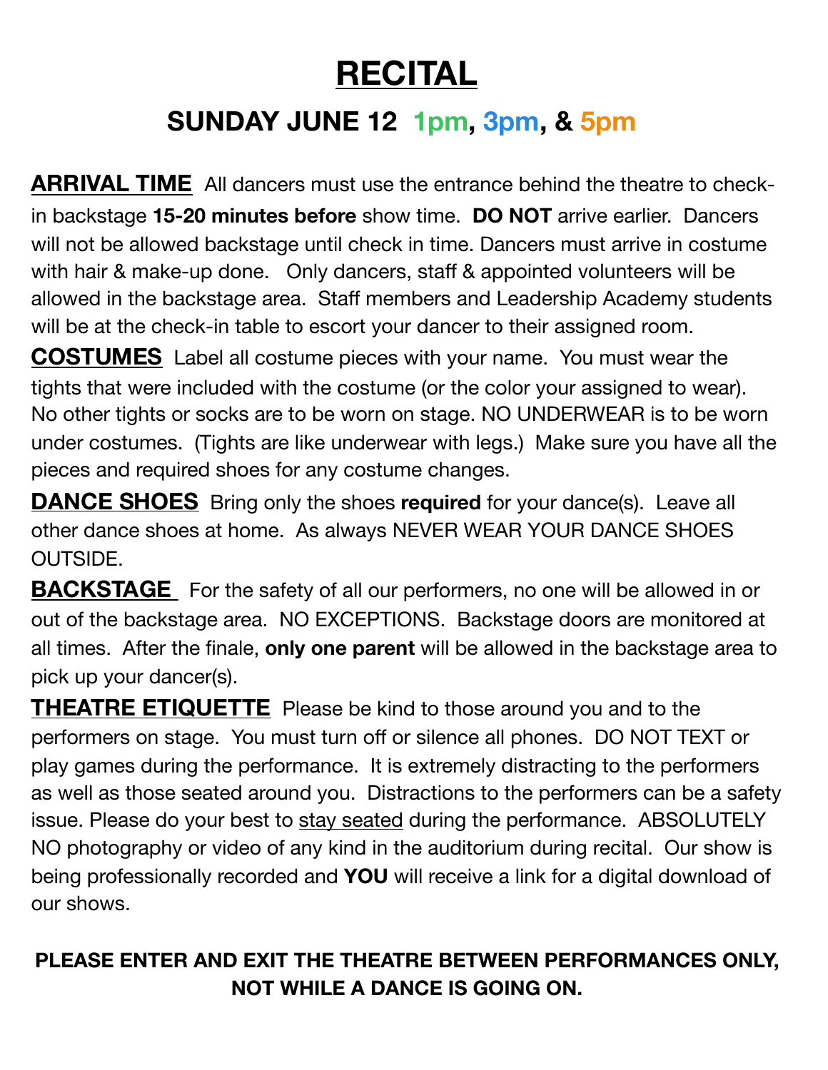# RECITAL

## SUNDAY JUNE 12 1pm, 3pm, & 5pm

**ARRIVAL TIME** All dancers must use the entrance behind the theatre to check-in backstage **15-20 minutes before** show time. **DO NOT** arrive earlier. Dancers will not be allowed backstage until check in time. Dancers must arrive in costume with hair & make-up done. Only dancers, staff & appointed volunteers will be allowed in the backstage area. Staff members and Leadership Academy students will be at the check-in table to escort your dancer to their assigned room.

**COSTUMES** Label all costume pieces with your name. You must wear the tights that were included with the costume (or the color your assigned to wear). No other tights or socks are to be worn on stage. NO UNDERWEAR is to be worn under costumes. (Tights are like underwear with legs.) Make sure you have all the pieces and required shoes for any costume changes.

**DANCE SHOES** Bring only the shoes **required** for your dance(s). Leave all other dance shoes at home. As always NEVER WEAR YOUR DANCE SHOES OUTSIDE.

**BACKSTAGE** For the safety of all our performers, no one will be allowed in or out of the backstage area. NO EXCEPTIONS. Backstage doors are monitored at all times. After the finale, **only one parent** will be allowed in the backstage area to pick up your dancer(s).

**THEATRE ETIQUETTE** Please be kind to those around you and to the performers on stage. You must turn off or silence all phones. DO NOT TEXT or play games during the performance. It is extremely distracting to the performers as well as those seated around you. Distractions to the performers can be a safety issue. Please do your best to stay seated during the performance. ABSOLUTELY NO photography or video of any kind in the auditorium during recital. Our show is being professionally recorded and **YOU** will receive a link for a digital download of our shows.

**PLEASE ENTER AND EXIT THE THEATRE BETWEEN PERFORMANCES ONLY, NOT WHILE A DANCE IS GOING ON.**